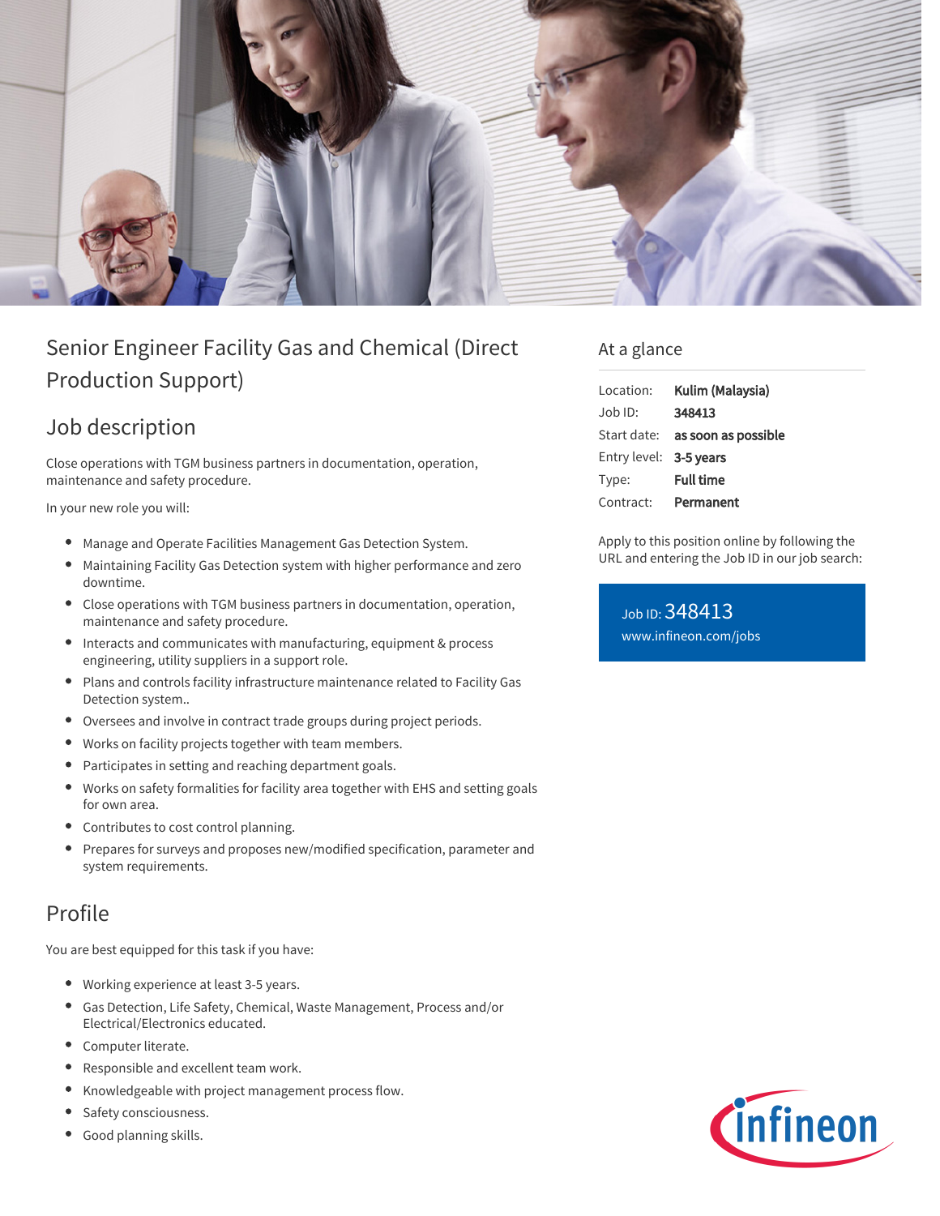# Senior Engineer Facility Gas and Chemical (Direct Production Support)

## Job description

Close operations with TGM business partners in documentation, operation, maintenance and safety procedure.

In your new role you will:

- Manage and Operate Facilities Management Gas Detection System.
- Maintaining Facility Gas Detection system with higher performance and zero downtime.
- Close operations with TGM business partners in documentation, operation, maintenance and safety procedure.
- Interacts and communicates with manufacturing, equipment & process engineering, utility suppliers in a support role.
- Plans and controls facility infrastructure maintenance related to Facility Gas Detection system..
- Oversees and involve in contract trade groups during project periods.
- Works on facility projects together with team members.
- Participates in setting and reaching department goals.
- Works on safety formalities for facility area together with EHS and setting goals for own area.
- Contributes to cost control planning.
- Prepares for surveys and proposes new/modified specification, parameter and system requirements.

## Profile

You are best equipped for this task if you have:

- Working experience at least 3-5 years.
- Gas Detection, Life Safety, Chemical, Waste Management, Process and/or Electrical/Electronics educated.
- Computer literate.
- Responsible and excellent team work.
- Knowledgeable with project management process flow.
- Safety consciousness.
- Good planning skills.

## At a glance

| | |
|---|---|
| Location: | **Kulim (Malaysia)** |
| Job ID: | **348413** |
| Start date: | **as soon as possible** |
| Entry level: | **3-5 years** |
| Type: | **Full time** |
| Contract: | **Permanent** |

Apply to this position online by following the URL and entering the Job ID in our job search:

Job ID: 348413
www.infineon.com/jobs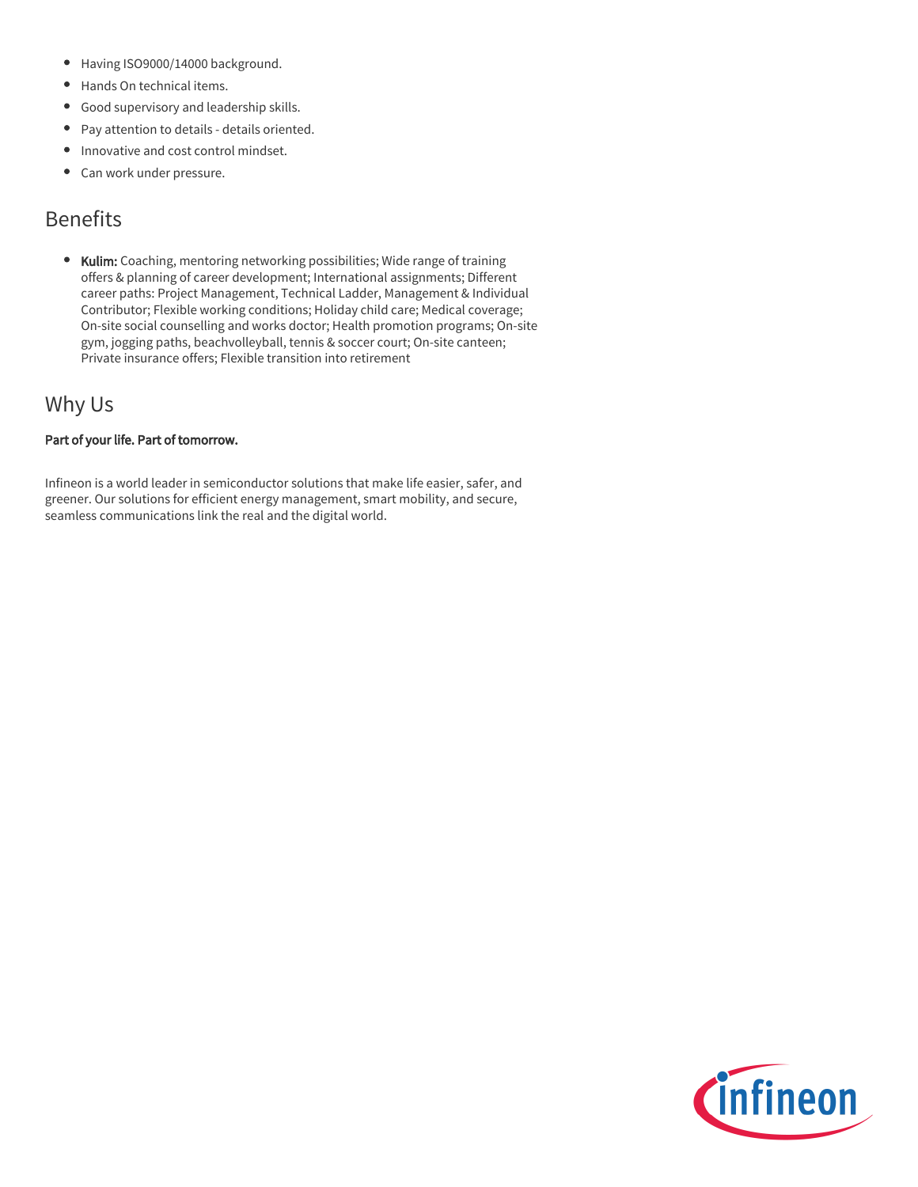- Having ISO9000/14000 background.
- Hands On technical items.
- Good supervisory and leadership skills.
- Pay attention to details - details oriented.
- Innovative and cost control mindset.
- Can work under pressure.

## Benefits

- **Kulim:** Coaching, mentoring networking possibilities; Wide range of training offers & planning of career development; International assignments; Different career paths: Project Management, Technical Ladder, Management & Individual Contributor; Flexible working conditions; Holiday child care; Medical coverage; On-site social counselling and works doctor; Health promotion programs; On-site gym, jogging paths, beachvolleyball, tennis & soccer court; On-site canteen; Private insurance offers; Flexible transition into retirement

## Why Us

**Part of your life. Part of tomorrow.**

Infineon is a world leader in semiconductor solutions that make life easier, safer, and greener. Our solutions for efficient energy management, smart mobility, and secure, seamless communications link the real and the digital world.